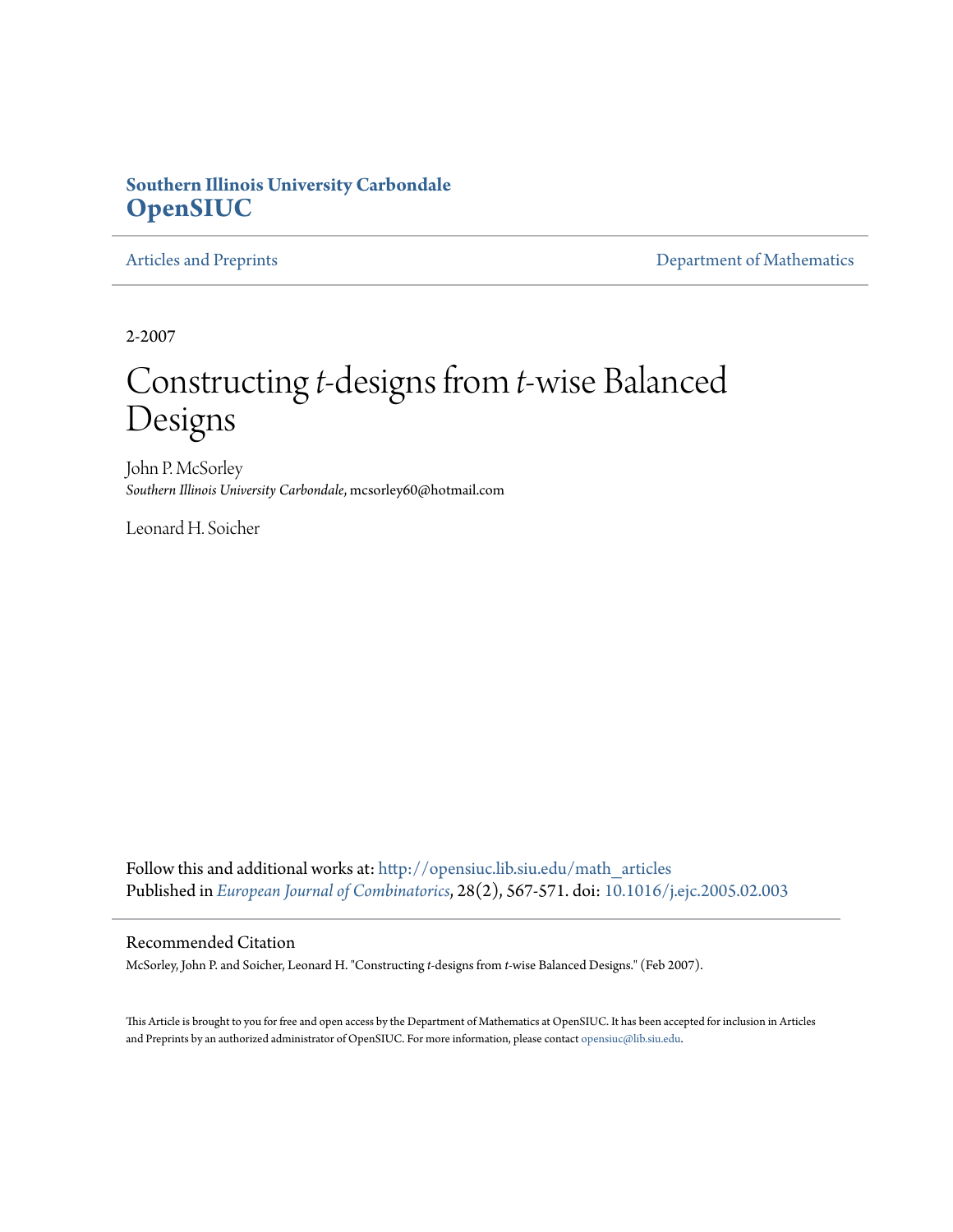**Southern Illinois University Carbondale**
**OpenSIUC**

Articles and Preprints | Department of Mathematics

2-2007

# Constructing *t*-designs from *t*-wise Balanced Designs

John P. McSorley
*Southern Illinois University Carbondale*, mcsorley60@hotmail.com

Leonard H. Soicher

Follow this and additional works at: http://opensiuc.lib.siu.edu/math_articles
Published in *European Journal of Combinatorics*, 28(2), 567-571. doi: 10.1016/j.ejc.2005.02.003

## Recommended Citation

McSorley, John P. and Soicher, Leonard H. "Constructing *t*-designs from *t*-wise Balanced Designs." (Feb 2007).

This Article is brought to you for free and open access by the Department of Mathematics at OpenSIUC. It has been accepted for inclusion in Articles and Preprints by an authorized administrator of OpenSIUC. For more information, please contact opensiuc@lib.siu.edu.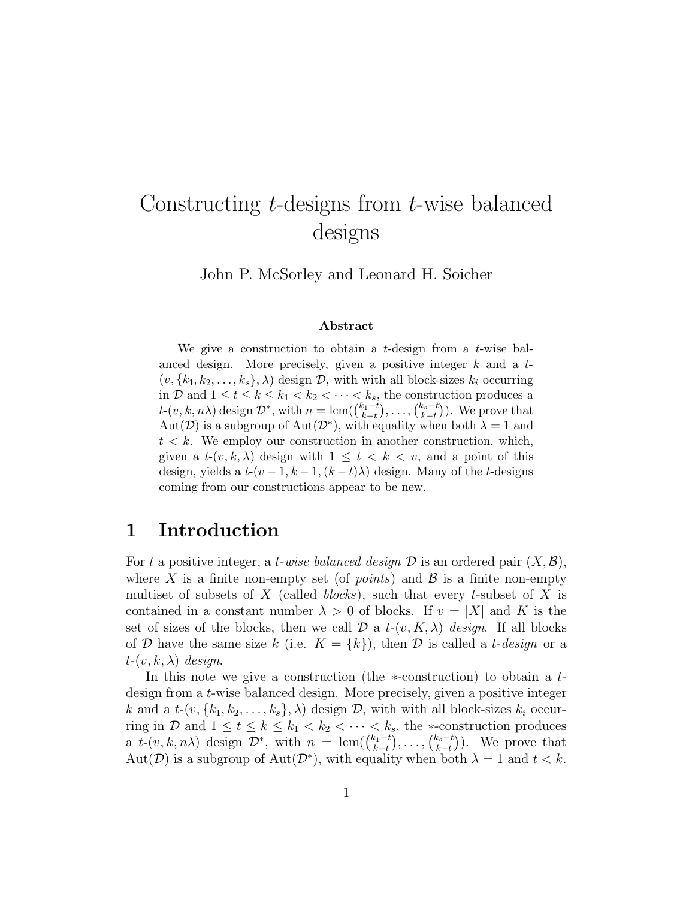# Constructing $t$-designs from $t$-wise balanced designs

John P. McSorley and Leonard H. Soicher

**Abstract**

We give a construction to obtain a $t$-design from a $t$-wise balanced design. More precisely, given a positive integer $k$ and a $t$-$(v, \{k_1, k_2, \ldots, k_s\}, \lambda)$ design $\mathcal{D}$, with with all block-sizes $k_i$ occurring in $\mathcal{D}$ and $1 \le t \le k \le k_1 < k_2 < \cdots < k_s$, the construction produces a $t$-$(v, k, n\lambda)$ design $\mathcal{D}^*$, with $n = \mathrm{lcm}(\binom{k_1-t}{k-t}, \ldots, \binom{k_s-t}{k-t})$. We prove that $\mathrm{Aut}(\mathcal{D})$ is a subgroup of $\mathrm{Aut}(\mathcal{D}^*)$, with equality when both $\lambda = 1$ and $t < k$. We employ our construction in another construction, which, given a $t$-$(v, k, \lambda)$ design with $1 \le t < k < v$, and a point of this design, yields a $t$-$(v-1, k-1, (k-t)\lambda)$ design. Many of the $t$-designs coming from our constructions appear to be new.

## 1 Introduction

For $t$ a positive integer, a *$t$-wise balanced design* $\mathcal{D}$ is an ordered pair $(X, \mathcal{B})$, where $X$ is a finite non-empty set (of *points*) and $\mathcal{B}$ is a finite non-empty multiset of subsets of $X$ (called *blocks*), such that every $t$-subset of $X$ is contained in a constant number $\lambda > 0$ of blocks. If $v = |X|$ and $K$ is the set of sizes of the blocks, then we call $\mathcal{D}$ a *$t$-$(v, K, \lambda)$ design*. If all blocks of $\mathcal{D}$ have the same size $k$ (i.e. $K = \{k\}$), then $\mathcal{D}$ is called a *$t$-design* or a *$t$-$(v, k, \lambda)$ design*.

In this note we give a construction (the $*$-construction) to obtain a $t$-design from a $t$-wise balanced design. More precisely, given a positive integer $k$ and a $t$-$(v, \{k_1, k_2, \ldots, k_s\}, \lambda)$ design $\mathcal{D}$, with with all block-sizes $k_i$ occurring in $\mathcal{D}$ and $1 \le t \le k \le k_1 < k_2 < \cdots < k_s$, the $*$-construction produces a $t$-$(v, k, n\lambda)$ design $\mathcal{D}^*$, with $n = \mathrm{lcm}(\binom{k_1-t}{k-t}, \ldots, \binom{k_s-t}{k-t})$. We prove that $\mathrm{Aut}(\mathcal{D})$ is a subgroup of $\mathrm{Aut}(\mathcal{D}^*)$, with equality when both $\lambda = 1$ and $t < k$.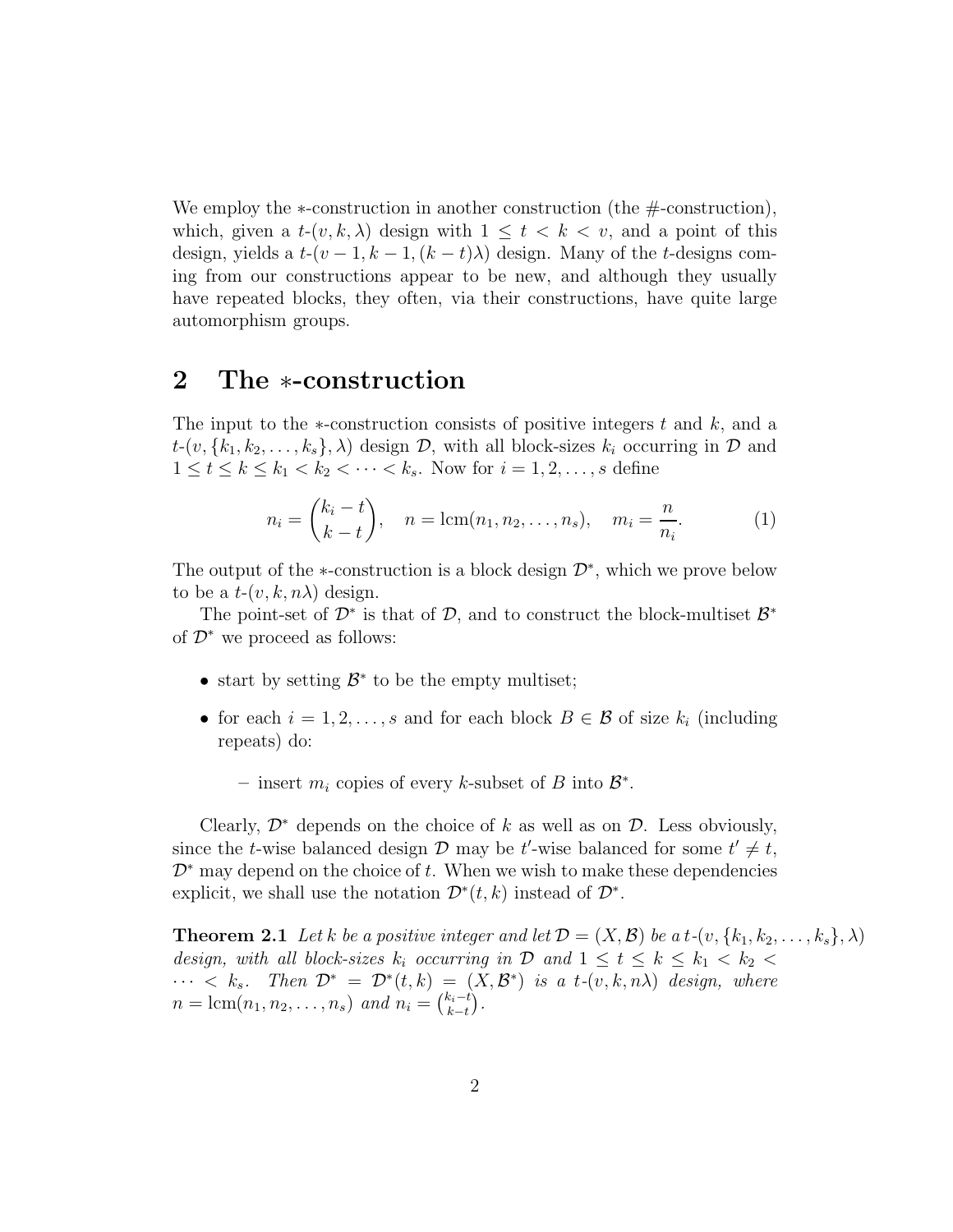We employ the $*$-construction in another construction (the $\#$-construction), which, given a $t$-$(v, k, \lambda)$ design with $1 \leq t < k < v$, and a point of this design, yields a $t$-$(v-1, k-1, (k-t)\lambda)$ design. Many of the $t$-designs coming from our constructions appear to be new, and although they usually have repeated blocks, they often, via their constructions, have quite large automorphism groups.

## 2 The $*$-construction

The input to the $*$-construction consists of positive integers $t$ and $k$, and a $t$-$(v, \{k_1, k_2, \ldots, k_s\}, \lambda)$ design $\mathcal{D}$, with all block-sizes $k_i$ occurring in $\mathcal{D}$ and $1 \leq t \leq k \leq k_1 < k_2 < \cdots < k_s$. Now for $i = 1, 2, \ldots, s$ define

$$n_i = \binom{k_i - t}{k - t}, \quad n = \mathrm{lcm}(n_1, n_2, \ldots, n_s), \quad m_i = \frac{n}{n_i}. \tag{1}$$

The output of the $*$-construction is a block design $\mathcal{D}^*$, which we prove below to be a $t$-$(v, k, n\lambda)$ design.

The point-set of $\mathcal{D}^*$ is that of $\mathcal{D}$, and to construct the block-multiset $\mathcal{B}^*$ of $\mathcal{D}^*$ we proceed as follows:

- start by setting $\mathcal{B}^*$ to be the empty multiset;
- for each $i = 1, 2, \ldots, s$ and for each block $B \in \mathcal{B}$ of size $k_i$ (including repeats) do:
  - insert $m_i$ copies of every $k$-subset of $B$ into $\mathcal{B}^*$.

Clearly, $\mathcal{D}^*$ depends on the choice of $k$ as well as on $\mathcal{D}$. Less obviously, since the $t$-wise balanced design $\mathcal{D}$ may be $t'$-wise balanced for some $t' \neq t$, $\mathcal{D}^*$ may depend on the choice of $t$. When we wish to make these dependencies explicit, we shall use the notation $\mathcal{D}^*(t, k)$ instead of $\mathcal{D}^*$.

**Theorem 2.1** *Let $k$ be a positive integer and let $\mathcal{D} = (X, \mathcal{B})$ be a $t$-$(v, \{k_1, k_2, \ldots, k_s\}, \lambda)$ design, with all block-sizes $k_i$ occurring in $\mathcal{D}$ and $1 \leq t \leq k \leq k_1 < k_2 < \cdots < k_s$. Then $\mathcal{D}^* = \mathcal{D}^*(t, k) = (X, \mathcal{B}^*)$ is a $t$-$(v, k, n\lambda)$ design, where $n = \mathrm{lcm}(n_1, n_2, \ldots, n_s)$ and $n_i = \binom{k_i - t}{k - t}$.*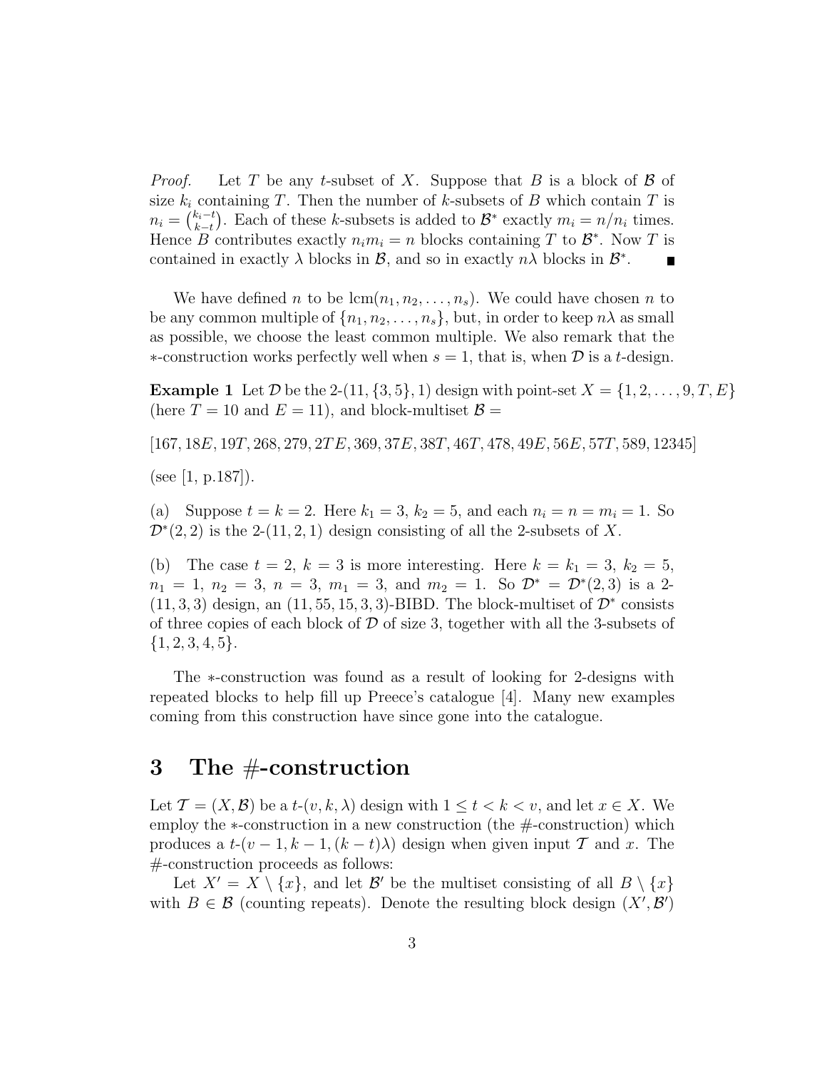*Proof.* Let $T$ be any $t$-subset of $X$. Suppose that $B$ is a block of $\mathcal{B}$ of size $k_i$ containing $T$. Then the number of $k$-subsets of $B$ which contain $T$ is $n_i = \binom{k_i - t}{k-t}$. Each of these $k$-subsets is added to $\mathcal{B}^*$ exactly $m_i = n/n_i$ times. Hence $B$ contributes exactly $n_i m_i = n$ blocks containing $T$ to $\mathcal{B}^*$. Now $T$ is contained in exactly $\lambda$ blocks in $\mathcal{B}$, and so in exactly $n\lambda$ blocks in $\mathcal{B}^*$. ∎

We have defined $n$ to be $\mathrm{lcm}(n_1, n_2, \ldots, n_s)$. We could have chosen $n$ to be any common multiple of $\{n_1, n_2, \ldots, n_s\}$, but, in order to keep $n\lambda$ as small as possible, we choose the least common multiple. We also remark that the $*$-construction works perfectly well when $s = 1$, that is, when $\mathcal{D}$ is a $t$-design.

**Example 1** Let $\mathcal{D}$ be the 2-$(11, \{3, 5\}, 1)$ design with point-set $X = \{1, 2, \ldots, 9, T, E\}$ (here $T = 10$ and $E = 11$), and block-multiset $\mathcal{B} =$

$[167, 18E, 19T, 268, 279, 2TE, 369, 37E, 38T, 46T, 478, 49E, 56E, 57T, 589, 12345]$

(see [1, p.187]).

(a) Suppose $t = k = 2$. Here $k_1 = 3$, $k_2 = 5$, and each $n_i = n = m_i = 1$. So $\mathcal{D}^*(2, 2)$ is the 2-$(11, 2, 1)$ design consisting of all the 2-subsets of $X$.

(b) The case $t = 2$, $k = 3$ is more interesting. Here $k = k_1 = 3$, $k_2 = 5$, $n_1 = 1$, $n_2 = 3$, $n = 3$, $m_1 = 3$, and $m_2 = 1$. So $\mathcal{D}^* = \mathcal{D}^*(2, 3)$ is a 2-$(11, 3, 3)$ design, an $(11, 55, 15, 3, 3)$-BIBD. The block-multiset of $\mathcal{D}^*$ consists of three copies of each block of $\mathcal{D}$ of size 3, together with all the 3-subsets of $\{1, 2, 3, 4, 5\}$.

The $*$-construction was found as a result of looking for 2-designs with repeated blocks to help fill up Preece's catalogue [4]. Many new examples coming from this construction have since gone into the catalogue.

# 3 The #-construction

Let $\mathcal{T} = (X, \mathcal{B})$ be a $t$-$(v, k, \lambda)$ design with $1 \le t < k < v$, and let $x \in X$. We employ the $*$-construction in a new construction (the #-construction) which produces a $t$-$(v-1, k-1, (k-t)\lambda)$ design when given input $\mathcal{T}$ and $x$. The #-construction proceeds as follows:

Let $X' = X \setminus \{x\}$, and let $\mathcal{B}'$ be the multiset consisting of all $B \setminus \{x\}$ with $B \in \mathcal{B}$ (counting repeats). Denote the resulting block design $(X', \mathcal{B}')$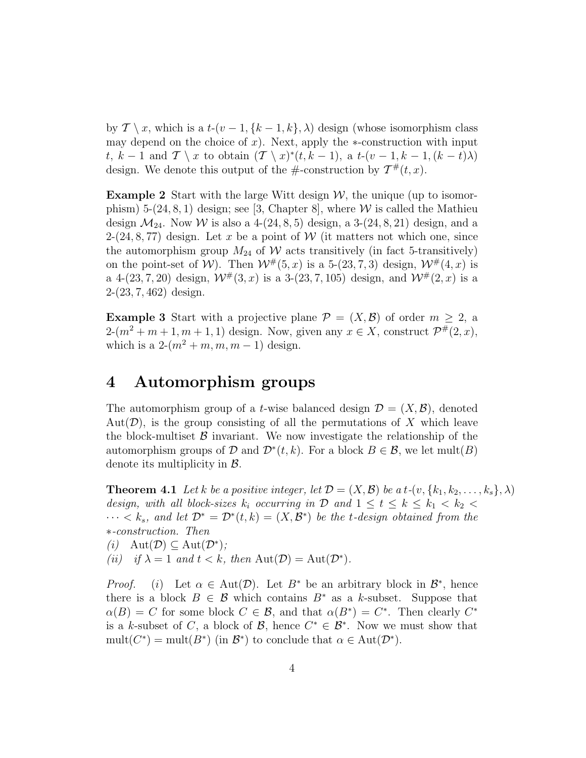by $\mathcal{T} \setminus x$, which is a $t$-$(v-1, \{k-1, k\}, \lambda)$ design (whose isomorphism class may depend on the choice of $x$). Next, apply the $*$-construction with input $t$, $k-1$ and $\mathcal{T} \setminus x$ to obtain $(\mathcal{T} \setminus x)^*(t, k-1)$, a $t$-$(v-1, k-1, (k-t)\lambda)$ design. We denote this output of the $\#$-construction by $\mathcal{T}^\#(t, x)$.

**Example 2** Start with the large Witt design $\mathcal{W}$, the unique (up to isomorphism) 5-$(24, 8, 1)$ design; see [3, Chapter 8], where $\mathcal{W}$ is called the Mathieu design $\mathcal{M}_{24}$. Now $\mathcal{W}$ is also a 4-$(24, 8, 5)$ design, a 3-$(24, 8, 21)$ design, and a 2-$(24, 8, 77)$ design. Let $x$ be a point of $\mathcal{W}$ (it matters not which one, since the automorphism group $M_{24}$ of $\mathcal{W}$ acts transitively (in fact 5-transitively) on the point-set of $\mathcal{W}$). Then $\mathcal{W}^\#(5, x)$ is a 5-$(23, 7, 3)$ design, $\mathcal{W}^\#(4, x)$ is a 4-$(23, 7, 20)$ design, $\mathcal{W}^\#(3, x)$ is a 3-$(23, 7, 105)$ design, and $\mathcal{W}^\#(2, x)$ is a 2-$(23, 7, 462)$ design.

**Example 3** Start with a projective plane $\mathcal{P} = (X, \mathcal{B})$ of order $m \geq 2$, a 2-$(m^2+m+1, m+1, 1)$ design. Now, given any $x \in X$, construct $\mathcal{P}^\#(2, x)$, which is a 2-$(m^2+m, m, m-1)$ design.

# 4 Automorphism groups

The automorphism group of a $t$-wise balanced design $\mathcal{D} = (X, \mathcal{B})$, denoted $\mathrm{Aut}(\mathcal{D})$, is the group consisting of all the permutations of $X$ which leave the block-multiset $\mathcal{B}$ invariant. We now investigate the relationship of the automorphism groups of $\mathcal{D}$ and $\mathcal{D}^*(t, k)$. For a block $B \in \mathcal{B}$, we let $\mathrm{mult}(B)$ denote its multiplicity in $\mathcal{B}$.

**Theorem 4.1** *Let $k$ be a positive integer, let $\mathcal{D} = (X, \mathcal{B})$ be a $t$-$(v, \{k_1, k_2, \ldots, k_s\}, \lambda)$ design, with all block-sizes $k_i$ occurring in $\mathcal{D}$ and $1 \leq t \leq k \leq k_1 < k_2 < \cdots < k_s$, and let $\mathcal{D}^* = \mathcal{D}^*(t, k) = (X, \mathcal{B}^*)$ be the $t$-design obtained from the $*$-construction. Then*
*(i)* $\mathrm{Aut}(\mathcal{D}) \subseteq \mathrm{Aut}(\mathcal{D}^*)$;
*(ii)* *if $\lambda = 1$ and $t < k$, then* $\mathrm{Aut}(\mathcal{D}) = \mathrm{Aut}(\mathcal{D}^*)$.

*Proof.* (*i*) Let $\alpha \in \mathrm{Aut}(\mathcal{D})$. Let $B^*$ be an arbitrary block in $\mathcal{B}^*$, hence there is a block $B \in \mathcal{B}$ which contains $B^*$ as a $k$-subset. Suppose that $\alpha(B) = C$ for some block $C \in \mathcal{B}$, and that $\alpha(B^*) = C^*$. Then clearly $C^*$ is a $k$-subset of $C$, a block of $\mathcal{B}$, hence $C^* \in \mathcal{B}^*$. Now we must show that $\mathrm{mult}(C^*) = \mathrm{mult}(B^*)$ (in $\mathcal{B}^*$) to conclude that $\alpha \in \mathrm{Aut}(\mathcal{D}^*)$.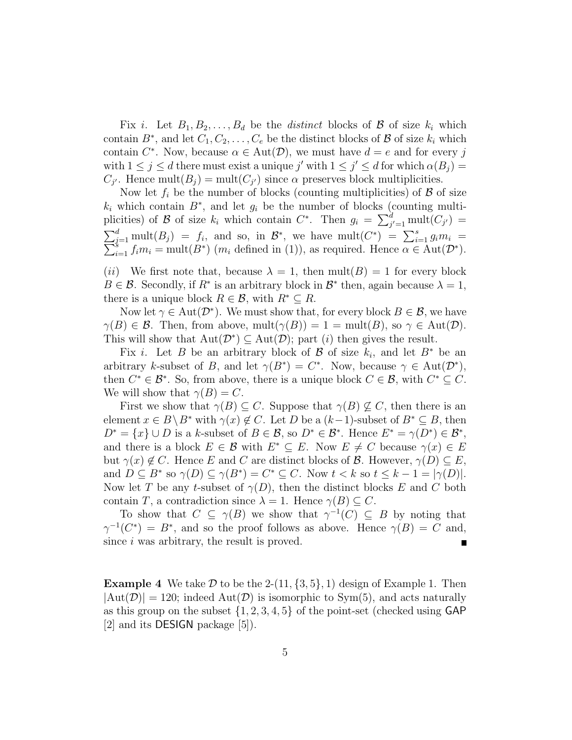Fix $i$. Let $B_1, B_2, \ldots, B_d$ be the *distinct* blocks of $\mathcal{B}$ of size $k_i$ which contain $B^*$, and let $C_1, C_2, \ldots, C_e$ be the distinct blocks of $\mathcal{B}$ of size $k_i$ which contain $C^*$. Now, because $\alpha \in \mathrm{Aut}(\mathcal{D})$, we must have $d = e$ and for every $j$ with $1 \leq j \leq d$ there must exist a unique $j'$ with $1 \leq j' \leq d$ for which $\alpha(B_j) = C_{j'}$. Hence $\mathrm{mult}(B_j) = \mathrm{mult}(C_{j'})$ since $\alpha$ preserves block multiplicities.

Now let $f_i$ be the number of blocks (counting multiplicities) of $\mathcal{B}$ of size $k_i$ which contain $B^*$, and let $g_i$ be the number of blocks (counting multiplicities) of $\mathcal{B}$ of size $k_i$ which contain $C^*$. Then $g_i = \sum_{j'=1}^{d} \mathrm{mult}(C_{j'}) = \sum_{j=1}^{d} \mathrm{mult}(B_j) = f_i$, and so, in $\mathcal{B}^*$, we have $\mathrm{mult}(C^*) = \sum_{i=1}^{s} g_i m_i = \sum_{i=1}^{s} f_i m_i = \mathrm{mult}(B^*)$ ($m_i$ defined in (1)), as required. Hence $\alpha \in \mathrm{Aut}(\mathcal{D}^*)$.

$(ii)$ We first note that, because $\lambda = 1$, then $\mathrm{mult}(B) = 1$ for every block $B \in \mathcal{B}$. Secondly, if $R^*$ is an arbitrary block in $\mathcal{B}^*$ then, again because $\lambda = 1$, there is a unique block $R \in \mathcal{B}$, with $R^* \subseteq R$.

Now let $\gamma \in \mathrm{Aut}(\mathcal{D}^*)$. We must show that, for every block $B \in \mathcal{B}$, we have $\gamma(B) \in \mathcal{B}$. Then, from above, $\mathrm{mult}(\gamma(B)) = 1 = \mathrm{mult}(B)$, so $\gamma \in \mathrm{Aut}(\mathcal{D})$. This will show that $\mathrm{Aut}(\mathcal{D}^*) \subseteq \mathrm{Aut}(\mathcal{D})$; part $(i)$ then gives the result.

Fix $i$. Let $B$ be an arbitrary block of $\mathcal{B}$ of size $k_i$, and let $B^*$ be an arbitrary $k$-subset of $B$, and let $\gamma(B^*) = C^*$. Now, because $\gamma \in \mathrm{Aut}(\mathcal{D}^*)$, then $C^* \in \mathcal{B}^*$. So, from above, there is a unique block $C \in \mathcal{B}$, with $C^* \subseteq C$. We will show that $\gamma(B) = C$.

First we show that $\gamma(B) \subseteq C$. Suppose that $\gamma(B) \not\subseteq C$, then there is an element $x \in B \setminus B^*$ with $\gamma(x) \notin C$. Let $D$ be a $(k-1)$-subset of $B^* \subseteq B$, then $D^* = \{x\} \cup D$ is a $k$-subset of $B \in \mathcal{B}$, so $D^* \in \mathcal{B}^*$. Hence $E^* = \gamma(D^*) \in \mathcal{B}^*$, and there is a block $E \in \mathcal{B}$ with $E^* \subseteq E$. Now $E \neq C$ because $\gamma(x) \in E$ but $\gamma(x) \notin C$. Hence $E$ and $C$ are distinct blocks of $\mathcal{B}$. However, $\gamma(D) \subseteq E$, and $D \subseteq B^*$ so $\gamma(D) \subseteq \gamma(B^*) = C^* \subseteq C$. Now $t < k$ so $t \leq k - 1 = |\gamma(D)|$. Now let $T$ be any $t$-subset of $\gamma(D)$, then the distinct blocks $E$ and $C$ both contain $T$, a contradiction since $\lambda = 1$. Hence $\gamma(B) \subseteq C$.

To show that $C \subseteq \gamma(B)$ we show that $\gamma^{-1}(C) \subseteq B$ by noting that $\gamma^{-1}(C^*) = B^*$, and so the proof follows as above. Hence $\gamma(B) = C$ and, since $i$ was arbitrary, the result is proved. ∎

**Example 4** We take $\mathcal{D}$ to be the 2-$(11, \{3, 5\}, 1)$ design of Example 1. Then $|\mathrm{Aut}(\mathcal{D})| = 120$; indeed $\mathrm{Aut}(\mathcal{D})$ is isomorphic to $\mathrm{Sym}(5)$, and acts naturally as this group on the subset $\{1, 2, 3, 4, 5\}$ of the point-set (checked using GAP [2] and its DESIGN package [5]).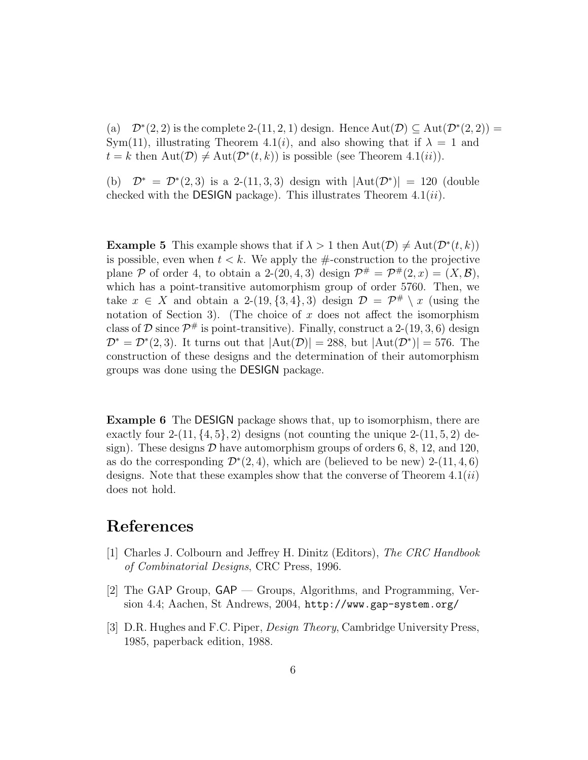(a) $\mathcal{D}^*(2,2)$ is the complete 2-$(11,2,1)$ design. Hence $\mathrm{Aut}(\mathcal{D}) \subseteq \mathrm{Aut}(\mathcal{D}^*(2,2)) = \mathrm{Sym}(11)$, illustrating Theorem 4.1$(i)$, and also showing that if $\lambda = 1$ and $t = k$ then $\mathrm{Aut}(\mathcal{D}) \neq \mathrm{Aut}(\mathcal{D}^*(t,k))$ is possible (see Theorem 4.1$(ii)$).

(b) $\mathcal{D}^* = \mathcal{D}^*(2,3)$ is a 2-$(11,3,3)$ design with $|\mathrm{Aut}(\mathcal{D}^*)| = 120$ (double checked with the DESIGN package). This illustrates Theorem 4.1$(ii)$.

**Example 5** This example shows that if $\lambda > 1$ then $\mathrm{Aut}(\mathcal{D}) \neq \mathrm{Aut}(\mathcal{D}^*(t,k))$ is possible, even when $t < k$. We apply the #-construction to the projective plane $\mathcal{P}$ of order 4, to obtain a 2-$(20,4,3)$ design $\mathcal{P}^\# = \mathcal{P}^\#(2,x) = (X, \mathcal{B})$, which has a point-transitive automorphism group of order 5760. Then, we take $x \in X$ and obtain a 2-$(19,\{3,4\},3)$ design $\mathcal{D} = \mathcal{P}^\# \setminus x$ (using the notation of Section 3). (The choice of $x$ does not affect the isomorphism class of $\mathcal{D}$ since $\mathcal{P}^\#$ is point-transitive). Finally, construct a 2-$(19,3,6)$ design $\mathcal{D}^* = \mathcal{D}^*(2,3)$. It turns out that $|\mathrm{Aut}(\mathcal{D})| = 288$, but $|\mathrm{Aut}(\mathcal{D}^*)| = 576$. The construction of these designs and the determination of their automorphism groups was done using the DESIGN package.

**Example 6** The DESIGN package shows that, up to isomorphism, there are exactly four 2-$(11,\{4,5\},2)$ designs (not counting the unique 2-$(11,5,2)$ design). These designs $\mathcal{D}$ have automorphism groups of orders 6, 8, 12, and 120, as do the corresponding $\mathcal{D}^*(2,4)$, which are (believed to be new) 2-$(11,4,6)$ designs. Note that these examples show that the converse of Theorem 4.1$(ii)$ does not hold.

# References

[1] Charles J. Colbourn and Jeffrey H. Dinitz (Editors), *The CRC Handbook of Combinatorial Designs*, CRC Press, 1996.

[2] The GAP Group, GAP — Groups, Algorithms, and Programming, Version 4.4; Aachen, St Andrews, 2004, `http://www.gap-system.org/`

[3] D.R. Hughes and F.C. Piper, *Design Theory*, Cambridge University Press, 1985, paperback edition, 1988.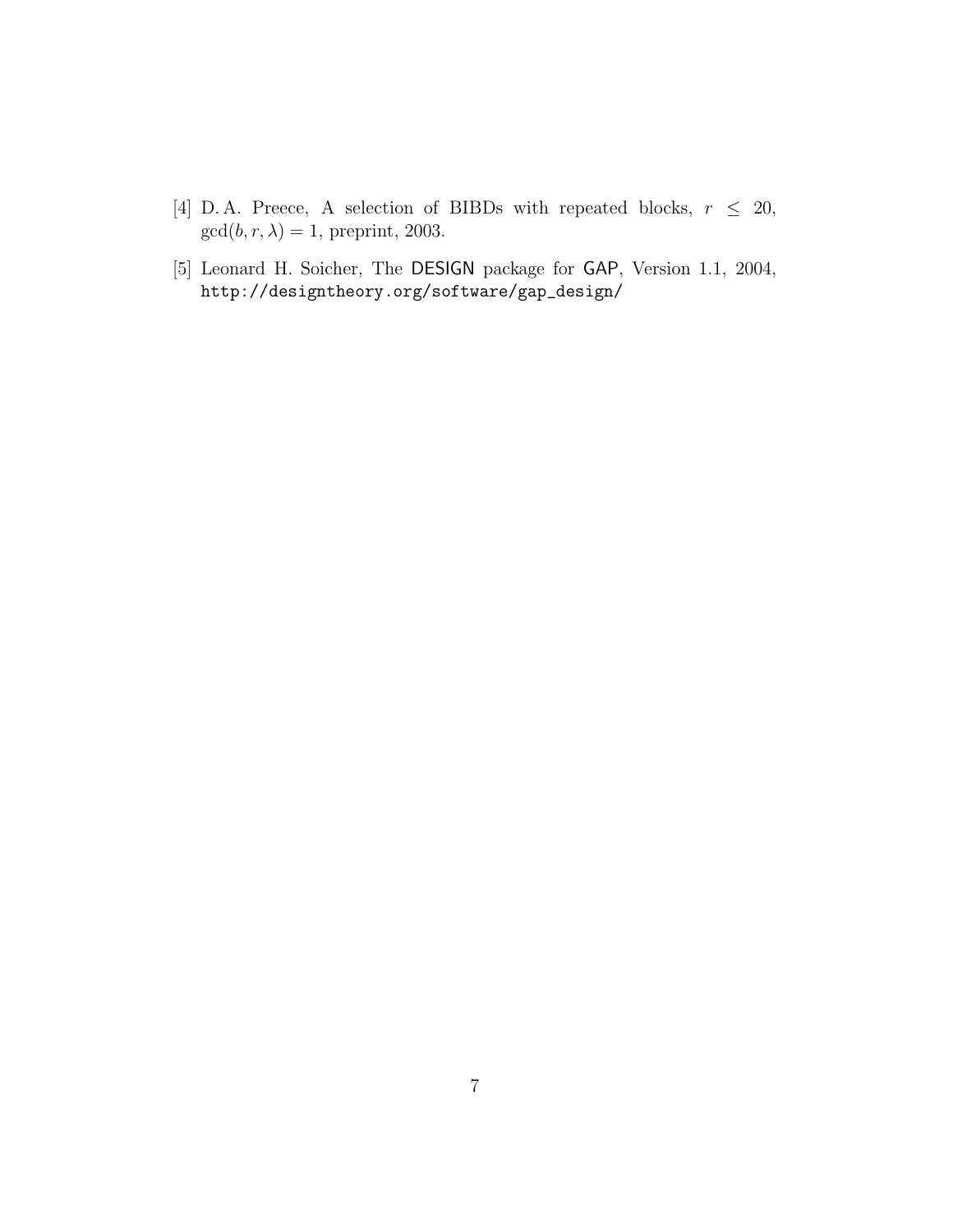[4] D. A. Preece, A selection of BIBDs with repeated blocks, $r \leq 20$, $\gcd(b, r, \lambda) = 1$, preprint, 2003.

[5] Leonard H. Soicher, The DESIGN package for GAP, Version 1.1, 2004, `http://designtheory.org/software/gap_design/`